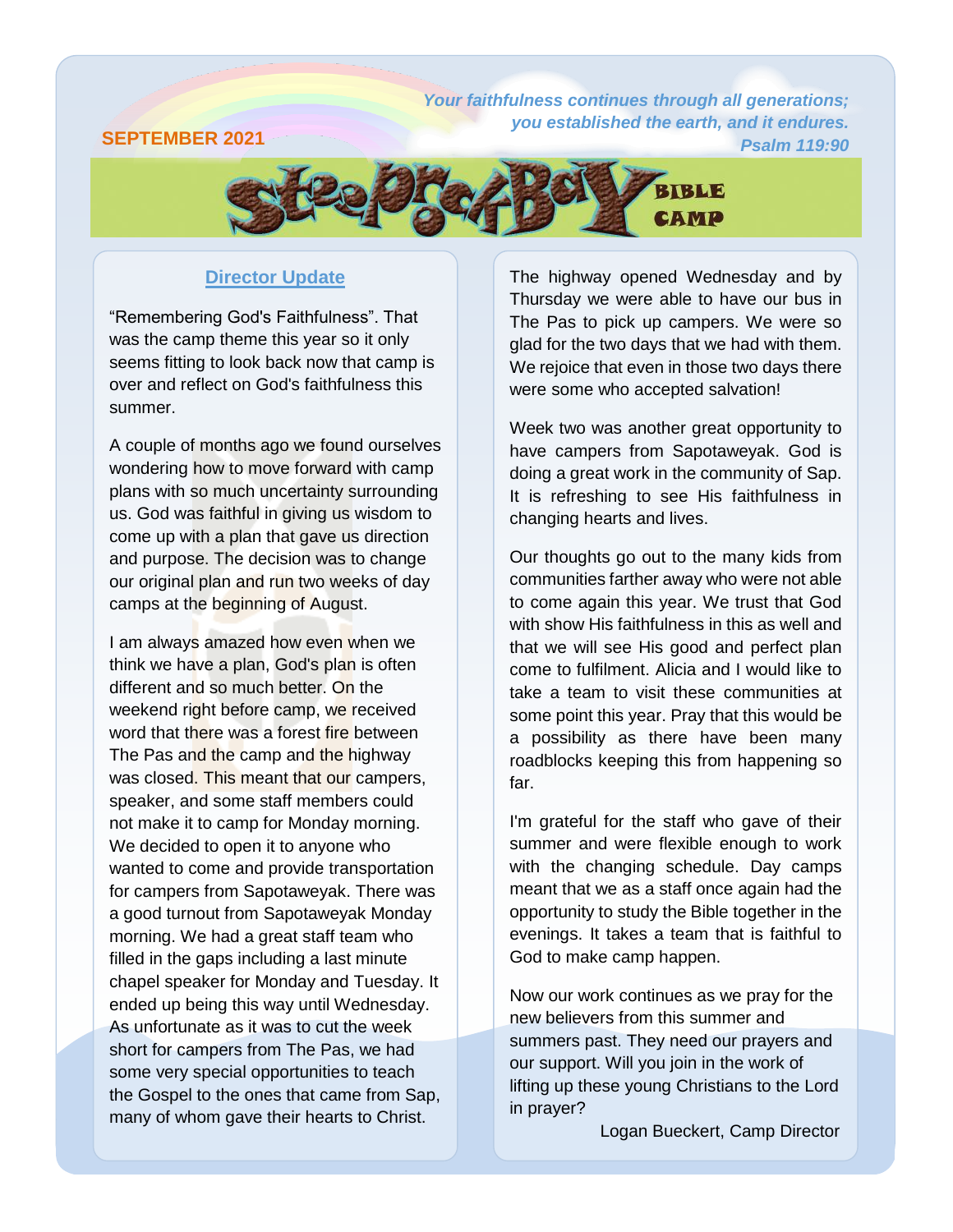SEPTEMBER 2021

*Your faithfulness continues through all generations; you established the earth, and it endures.*
*Psalm 119:90*

# SteepRockBay BIBLE CAMP

## Director Update

"Remembering God's Faithfulness". That was the camp theme this year so it only seems fitting to look back now that camp is over and reflect on God's faithfulness this summer.

A couple of months ago we found ourselves wondering how to move forward with camp plans with so much uncertainty surrounding us. God was faithful in giving us wisdom to come up with a plan that gave us direction and purpose. The decision was to change our original plan and run two weeks of day camps at the beginning of August.

I am always amazed how even when we think we have a plan, God's plan is often different and so much better. On the weekend right before camp, we received word that there was a forest fire between The Pas and the camp and the highway was closed. This meant that our campers, speaker, and some staff members could not make it to camp for Monday morning. We decided to open it to anyone who wanted to come and provide transportation for campers from Sapotaweyak. There was a good turnout from Sapotaweyak Monday morning. We had a great staff team who filled in the gaps including a last minute chapel speaker for Monday and Tuesday. It ended up being this way until Wednesday. As unfortunate as it was to cut the week short for campers from The Pas, we had some very special opportunities to teach the Gospel to the ones that came from Sap, many of whom gave their hearts to Christ.

The highway opened Wednesday and by Thursday we were able to have our bus in The Pas to pick up campers. We were so glad for the two days that we had with them. We rejoice that even in those two days there were some who accepted salvation!

Week two was another great opportunity to have campers from Sapotaweyak. God is doing a great work in the community of Sap. It is refreshing to see His faithfulness in changing hearts and lives.

Our thoughts go out to the many kids from communities farther away who were not able to come again this year. We trust that God with show His faithfulness in this as well and that we will see His good and perfect plan come to fulfilment. Alicia and I would like to take a team to visit these communities at some point this year. Pray that this would be a possibility as there have been many roadblocks keeping this from happening so far.

I'm grateful for the staff who gave of their summer and were flexible enough to work with the changing schedule. Day camps meant that we as a staff once again had the opportunity to study the Bible together in the evenings. It takes a team that is faithful to God to make camp happen.

Now our work continues as we pray for the new believers from this summer and summers past. They need our prayers and our support. Will you join in the work of lifting up these young Christians to the Lord in prayer?

Logan Bueckert, Camp Director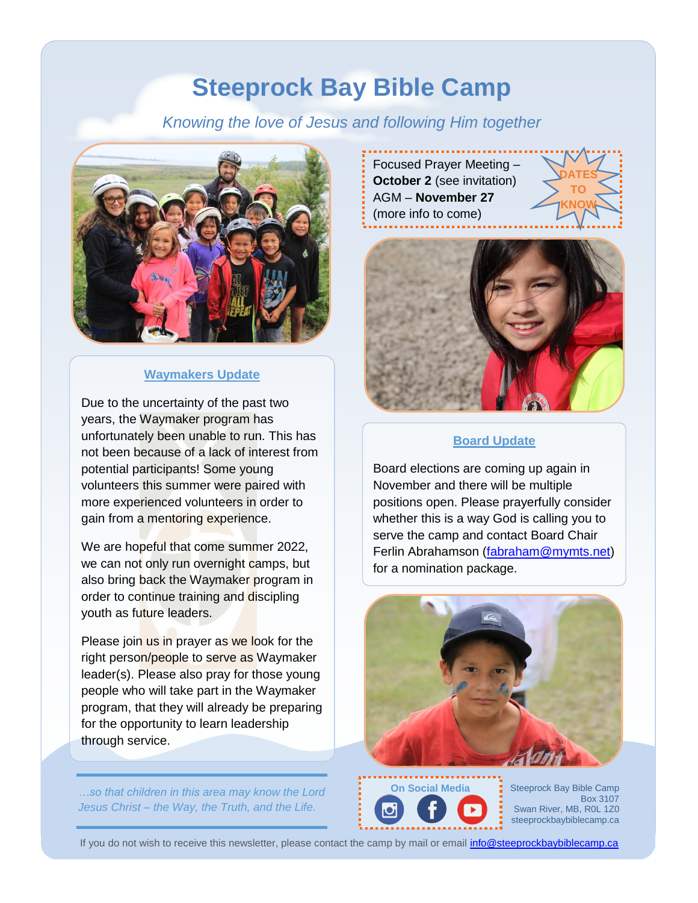# Steeprock Bay Bible Camp

*Knowing the love of Jesus and following Him together*

Focused Prayer Meeting – **October 2** (see invitation)
AGM – **November 27** (more info to come)

DATES TO KNOW

## Waymakers Update

Due to the uncertainty of the past two years, the Waymaker program has unfortunately been unable to run. This has not been because of a lack of interest from potential participants! Some young volunteers this summer were paired with more experienced volunteers in order to gain from a mentoring experience.

We are hopeful that come summer 2022, we can not only run overnight camps, but also bring back the Waymaker program in order to continue training and discipling youth as future leaders.

Please join us in prayer as we look for the right person/people to serve as Waymaker leader(s). Please also pray for those young people who will take part in the Waymaker program, that they will already be preparing for the opportunity to learn leadership through service.

## Board Update

Board elections are coming up again in November and there will be multiple positions open. Please prayerfully consider whether this is a way God is calling you to serve the camp and contact Board Chair Ferlin Abrahamson (fabraham@mymts.net) for a nomination package.

*…so that children in this area may know the Lord Jesus Christ – the Way, the Truth, and the Life.*

**On Social Media**

Steeprock Bay Bible Camp
Box 3107
Swan River, MB, R0L 1Z0
steeprockbaybiblecamp.ca

If you do not wish to receive this newsletter, please contact the camp by mail or email info@steeprockbaybiblecamp.ca